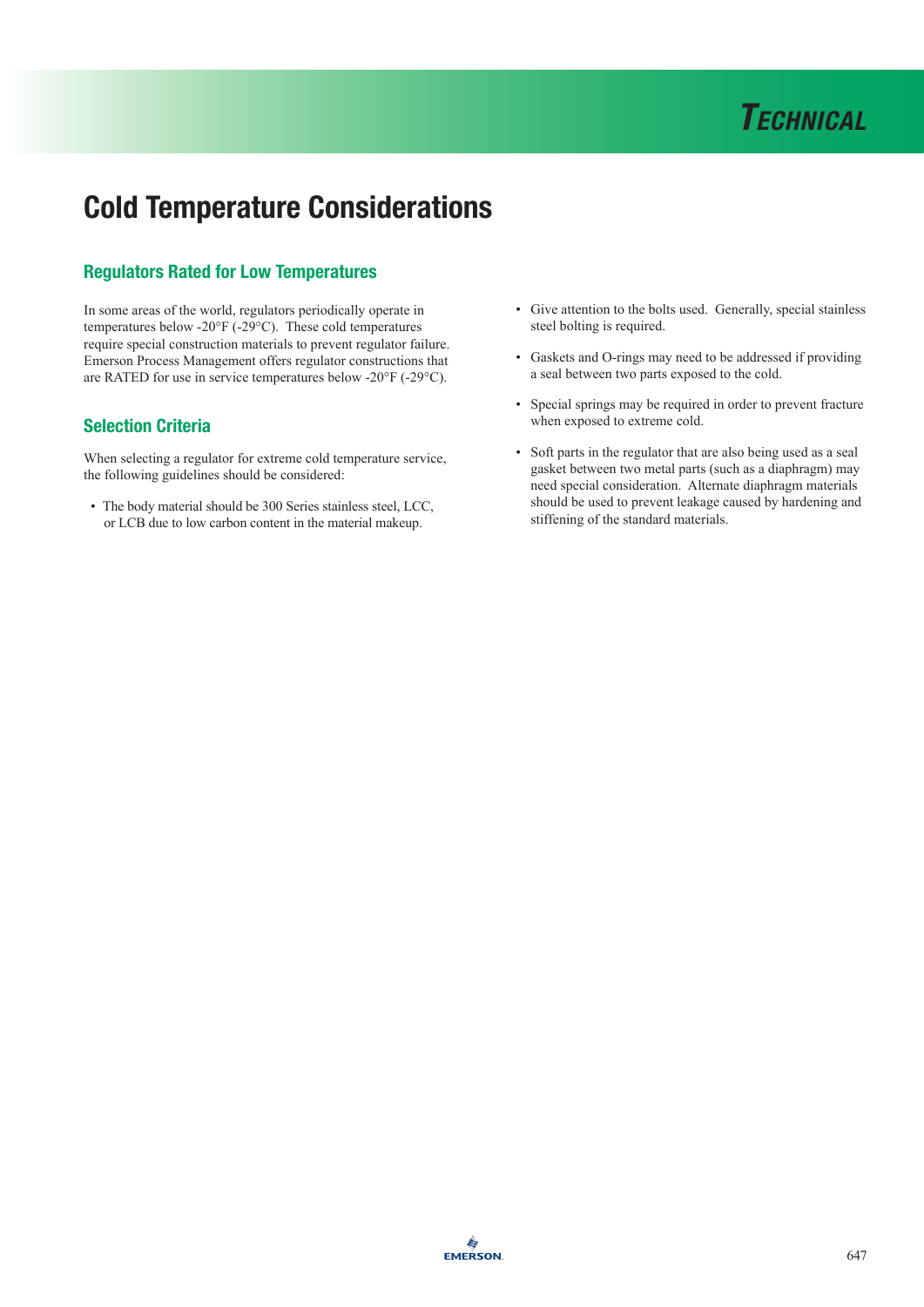# Cold Temperature Considerations

## Regulators Rated for Low Temperatures

In some areas of the world, regulators periodically operate in temperatures below -20°F (-29°C). These cold temperatures require special construction materials to prevent regulator failure. Emerson Process Management offers regulator constructions that are RATED for use in service temperatures below -20°F (-29°C).

## Selection Criteria

When selecting a regulator for extreme cold temperature service, the following guidelines should be considered:

- The body material should be 300 Series stainless steel, LCC, or LCB due to low carbon content in the material makeup.
- Give attention to the bolts used. Generally, special stainless steel bolting is required.
- Gaskets and O-rings may need to be addressed if providing a seal between two parts exposed to the cold.
- Special springs may be required in order to prevent fracture when exposed to extreme cold.
- Soft parts in the regulator that are also being used as a seal gasket between two metal parts (such as a diaphragm) may need special consideration. Alternate diaphragm materials should be used to prevent leakage caused by hardening and stiffening of the standard materials.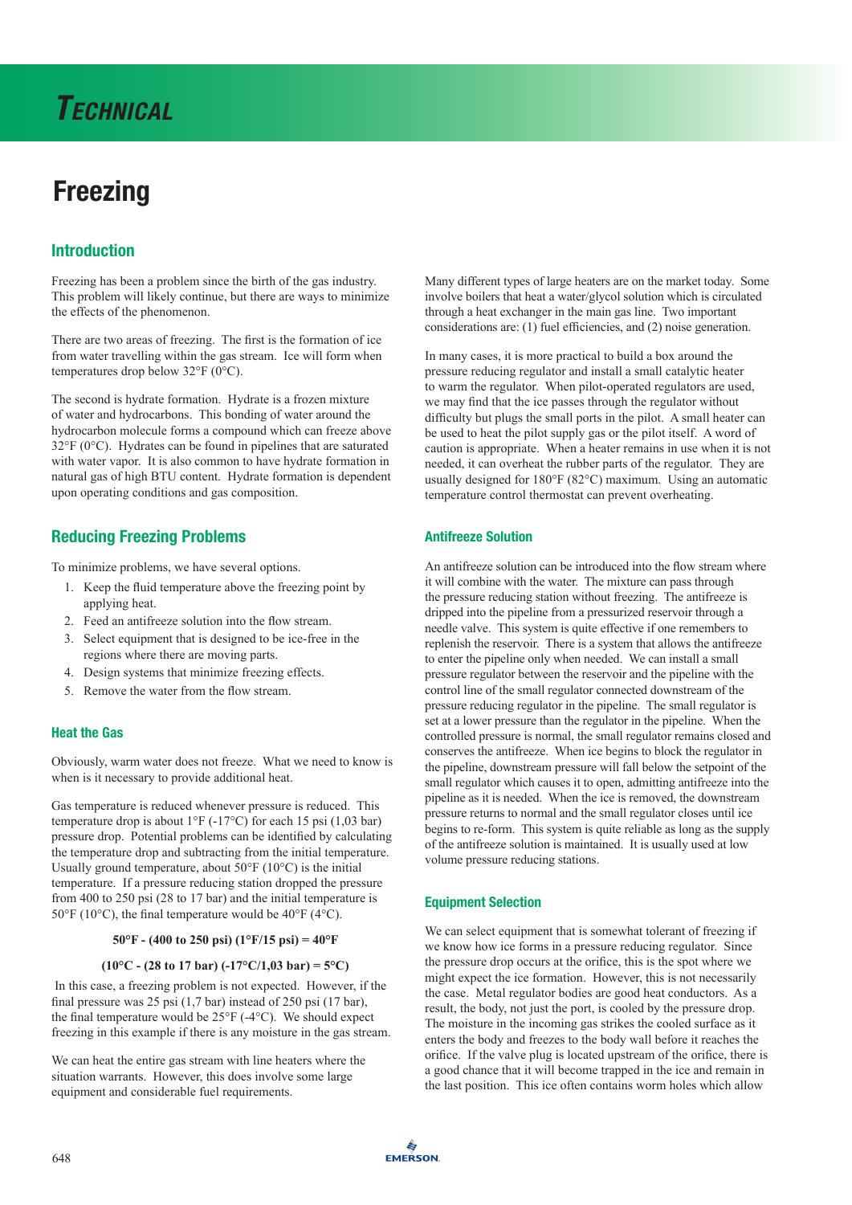# Technical

# Freezing

## Introduction

Freezing has been a problem since the birth of the gas industry. This problem will likely continue, but there are ways to minimize the effects of the phenomenon.

There are two areas of freezing. The first is the formation of ice from water travelling within the gas stream. Ice will form when temperatures drop below 32°F (0°C).

The second is hydrate formation. Hydrate is a frozen mixture of water and hydrocarbons. This bonding of water around the hydrocarbon molecule forms a compound which can freeze above 32°F (0°C). Hydrates can be found in pipelines that are saturated with water vapor. It is also common to have hydrate formation in natural gas of high BTU content. Hydrate formation is dependent upon operating conditions and gas composition.

## Reducing Freezing Problems

To minimize problems, we have several options.

1. Keep the fluid temperature above the freezing point by applying heat.
2. Feed an antifreeze solution into the flow stream.
3. Select equipment that is designed to be ice-free in the regions where there are moving parts.
4. Design systems that minimize freezing effects.
5. Remove the water from the flow stream.

### Heat the Gas

Obviously, warm water does not freeze. What we need to know is when is it necessary to provide additional heat.

Gas temperature is reduced whenever pressure is reduced. This temperature drop is about 1°F (-17°C) for each 15 psi (1,03 bar) pressure drop. Potential problems can be identified by calculating the temperature drop and subtracting from the initial temperature. Usually ground temperature, about 50°F (10°C) is the initial temperature. If a pressure reducing station dropped the pressure from 400 to 250 psi (28 to 17 bar) and the initial temperature is 50°F (10°C), the final temperature would be 40°F (4°C).

**50°F - (400 to 250 psi) (1°F/15 psi) = 40°F**

**(10°C - (28 to 17 bar) (-17°C/1,03 bar) = 5°C)**

In this case, a freezing problem is not expected. However, if the final pressure was 25 psi (1,7 bar) instead of 250 psi (17 bar), the final temperature would be 25°F (-4°C). We should expect freezing in this example if there is any moisture in the gas stream.

We can heat the entire gas stream with line heaters where the situation warrants. However, this does involve some large equipment and considerable fuel requirements.

Many different types of large heaters are on the market today. Some involve boilers that heat a water/glycol solution which is circulated through a heat exchanger in the main gas line. Two important considerations are: (1) fuel efficiencies, and (2) noise generation.

In many cases, it is more practical to build a box around the pressure reducing regulator and install a small catalytic heater to warm the regulator. When pilot-operated regulators are used, we may find that the ice passes through the regulator without difficulty but plugs the small ports in the pilot. A small heater can be used to heat the pilot supply gas or the pilot itself. A word of caution is appropriate. When a heater remains in use when it is not needed, it can overheat the rubber parts of the regulator. They are usually designed for 180°F (82°C) maximum. Using an automatic temperature control thermostat can prevent overheating.

### Antifreeze Solution

An antifreeze solution can be introduced into the flow stream where it will combine with the water. The mixture can pass through the pressure reducing station without freezing. The antifreeze is dripped into the pipeline from a pressurized reservoir through a needle valve. This system is quite effective if one remembers to replenish the reservoir. There is a system that allows the antifreeze to enter the pipeline only when needed. We can install a small pressure regulator between the reservoir and the pipeline with the control line of the small regulator connected downstream of the pressure reducing regulator in the pipeline. The small regulator is set at a lower pressure than the regulator in the pipeline. When the controlled pressure is normal, the small regulator remains closed and conserves the antifreeze. When ice begins to block the regulator in the pipeline, downstream pressure will fall below the setpoint of the small regulator which causes it to open, admitting antifreeze into the pipeline as it is needed. When the ice is removed, the downstream pressure returns to normal and the small regulator closes until ice begins to re-form. This system is quite reliable as long as the supply of the antifreeze solution is maintained. It is usually used at low volume pressure reducing stations.

### Equipment Selection

We can select equipment that is somewhat tolerant of freezing if we know how ice forms in a pressure reducing regulator. Since the pressure drop occurs at the orifice, this is the spot where we might expect the ice formation. However, this is not necessarily the case. Metal regulator bodies are good heat conductors. As a result, the body, not just the port, is cooled by the pressure drop. The moisture in the incoming gas strikes the cooled surface as it enters the body and freezes to the body wall before it reaches the orifice. If the valve plug is located upstream of the orifice, there is a good chance that it will become trapped in the ice and remain in the last position. This ice often contains worm holes which allow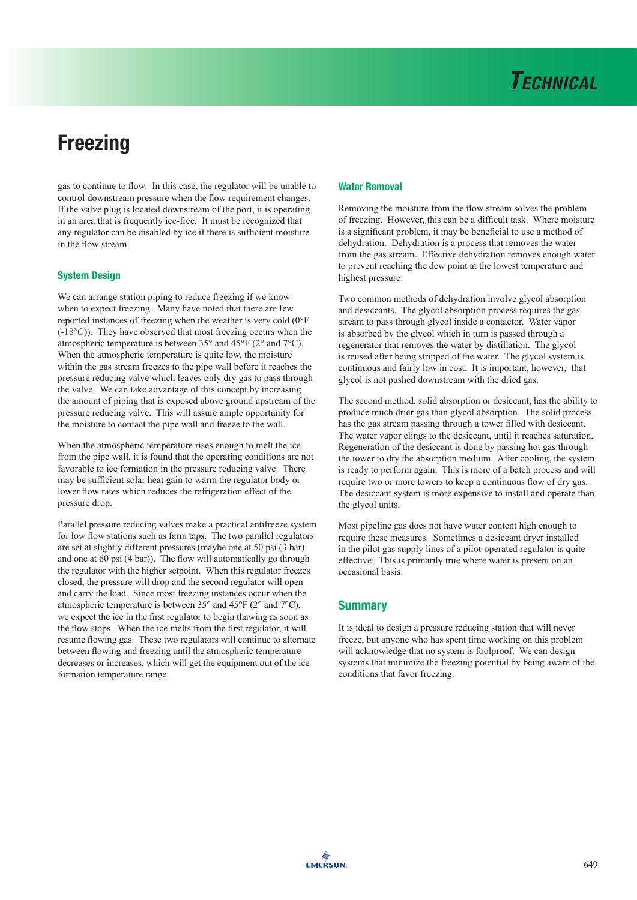# Freezing

gas to continue to flow. In this case, the regulator will be unable to control downstream pressure when the flow requirement changes. If the valve plug is located downstream of the port, it is operating in an area that is frequently ice-free. It must be recognized that any regulator can be disabled by ice if there is sufficient moisture in the flow stream.

### System Design

We can arrange station piping to reduce freezing if we know when to expect freezing. Many have noted that there are few reported instances of freezing when the weather is very cold (0°F (-18°C)). They have observed that most freezing occurs when the atmospheric temperature is between 35° and 45°F (2° and 7°C). When the atmospheric temperature is quite low, the moisture within the gas stream freezes to the pipe wall before it reaches the pressure reducing valve which leaves only dry gas to pass through the valve. We can take advantage of this concept by increasing the amount of piping that is exposed above ground upstream of the pressure reducing valve. This will assure ample opportunity for the moisture to contact the pipe wall and freeze to the wall.

When the atmospheric temperature rises enough to melt the ice from the pipe wall, it is found that the operating conditions are not favorable to ice formation in the pressure reducing valve. There may be sufficient solar heat gain to warm the regulator body or lower flow rates which reduces the refrigeration effect of the pressure drop.

Parallel pressure reducing valves make a practical antifreeze system for low flow stations such as farm taps. The two parallel regulators are set at slightly different pressures (maybe one at 50 psi (3 bar) and one at 60 psi (4 bar)). The flow will automatically go through the regulator with the higher setpoint. When this regulator freezes closed, the pressure will drop and the second regulator will open and carry the load. Since most freezing instances occur when the atmospheric temperature is between 35° and 45°F (2° and 7°C), we expect the ice in the first regulator to begin thawing as soon as the flow stops. When the ice melts from the first regulator, it will resume flowing gas. These two regulators will continue to alternate between flowing and freezing until the atmospheric temperature decreases or increases, which will get the equipment out of the ice formation temperature range.

### Water Removal

Removing the moisture from the flow stream solves the problem of freezing. However, this can be a difficult task. Where moisture is a significant problem, it may be beneficial to use a method of dehydration. Dehydration is a process that removes the water from the gas stream. Effective dehydration removes enough water to prevent reaching the dew point at the lowest temperature and highest pressure.

Two common methods of dehydration involve glycol absorption and desiccants. The glycol absorption process requires the gas stream to pass through glycol inside a contactor. Water vapor is absorbed by the glycol which in turn is passed through a regenerator that removes the water by distillation. The glycol is reused after being stripped of the water. The glycol system is continuous and fairly low in cost. It is important, however, that glycol is not pushed downstream with the dried gas.

The second method, solid absorption or desiccant, has the ability to produce much drier gas than glycol absorption. The solid process has the gas stream passing through a tower filled with desiccant. The water vapor clings to the desiccant, until it reaches saturation. Regeneration of the desiccant is done by passing hot gas through the tower to dry the absorption medium. After cooling, the system is ready to perform again. This is more of a batch process and will require two or more towers to keep a continuous flow of dry gas. The desiccant system is more expensive to install and operate than the glycol units.

Most pipeline gas does not have water content high enough to require these measures. Sometimes a desiccant dryer installed in the pilot gas supply lines of a pilot-operated regulator is quite effective. This is primarily true where water is present on an occasional basis.

## Summary

It is ideal to design a pressure reducing station that will never freeze, but anyone who has spent time working on this problem will acknowledge that no system is foolproof. We can design systems that minimize the freezing potential by being aware of the conditions that favor freezing.